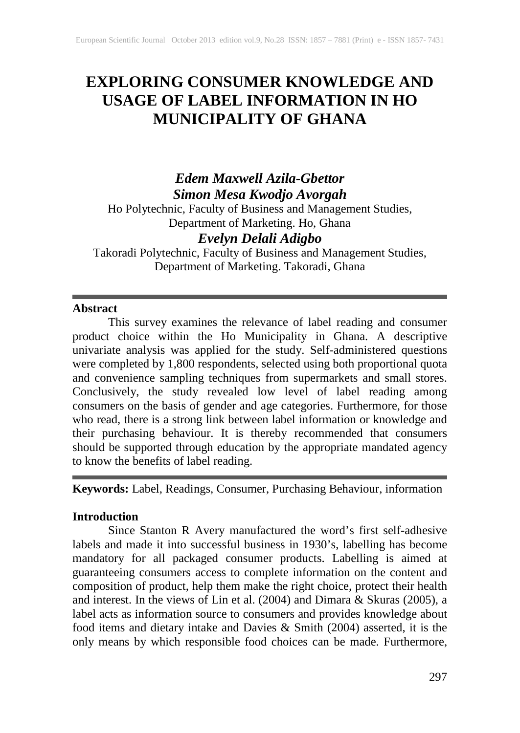# EXPLORING CONSUMER KNOWLEDGE AND USAGE OF LABEL INFORMATION IN HO MUNICIPALITY OF GHANA

***Edem Maxwell Azila-Gbettor***
***Simon Mesa Kwodjo Avorgah***

Ho Polytechnic, Faculty of Business and Management Studies, Department of Marketing. Ho, Ghana

***Evelyn Delali Adigbo***

Takoradi Polytechnic, Faculty of Business and Management Studies, Department of Marketing. Takoradi, Ghana

## Abstract

This survey examines the relevance of label reading and consumer product choice within the Ho Municipality in Ghana. A descriptive univariate analysis was applied for the study. Self-administered questions were completed by 1,800 respondents, selected using both proportional quota and convenience sampling techniques from supermarkets and small stores. Conclusively, the study revealed low level of label reading among consumers on the basis of gender and age categories. Furthermore, for those who read, there is a strong link between label information or knowledge and their purchasing behaviour. It is thereby recommended that consumers should be supported through education by the appropriate mandated agency to know the benefits of label reading.

**Keywords:** Label, Readings, Consumer, Purchasing Behaviour, information

## Introduction

Since Stanton R Avery manufactured the word's first self-adhesive labels and made it into successful business in 1930's, labelling has become mandatory for all packaged consumer products. Labelling is aimed at guaranteeing consumers access to complete information on the content and composition of product, help them make the right choice, protect their health and interest. In the views of Lin et al. (2004) and Dimara & Skuras (2005), a label acts as information source to consumers and provides knowledge about food items and dietary intake and Davies & Smith (2004) asserted, it is the only means by which responsible food choices can be made. Furthermore,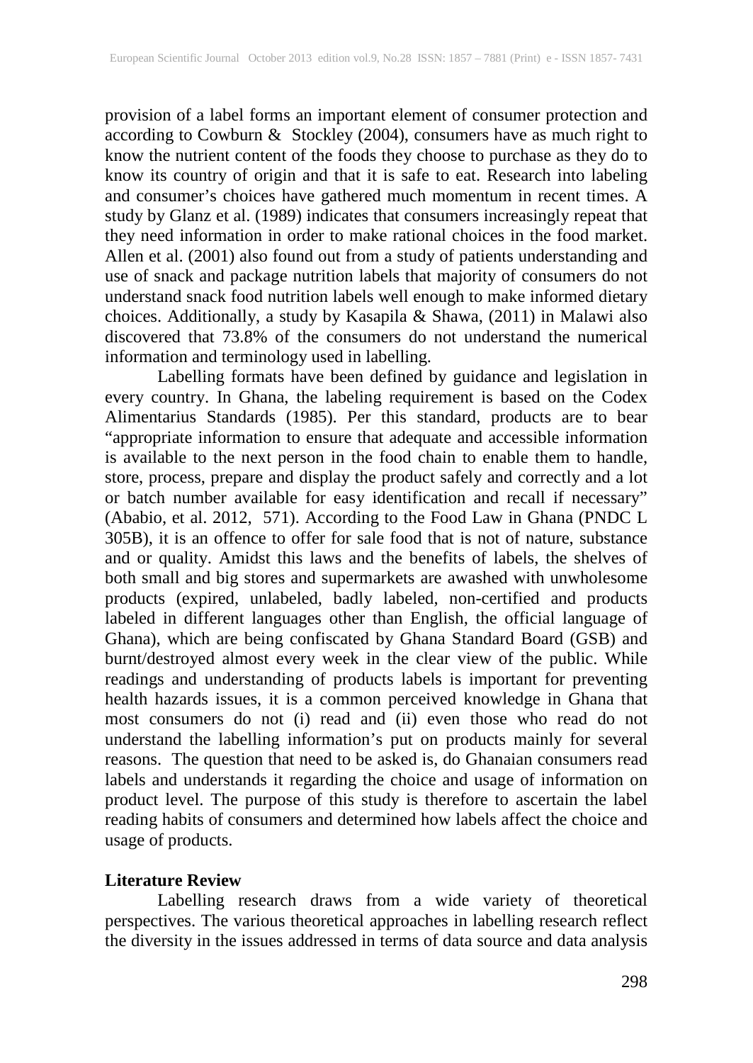provision of a label forms an important element of consumer protection and according to Cowburn & Stockley (2004), consumers have as much right to know the nutrient content of the foods they choose to purchase as they do to know its country of origin and that it is safe to eat. Research into labeling and consumer's choices have gathered much momentum in recent times. A study by Glanz et al. (1989) indicates that consumers increasingly repeat that they need information in order to make rational choices in the food market. Allen et al. (2001) also found out from a study of patients understanding and use of snack and package nutrition labels that majority of consumers do not understand snack food nutrition labels well enough to make informed dietary choices. Additionally, a study by Kasapila & Shawa, (2011) in Malawi also discovered that 73.8% of the consumers do not understand the numerical information and terminology used in labelling.

Labelling formats have been defined by guidance and legislation in every country. In Ghana, the labeling requirement is based on the Codex Alimentarius Standards (1985). Per this standard, products are to bear "appropriate information to ensure that adequate and accessible information is available to the next person in the food chain to enable them to handle, store, process, prepare and display the product safely and correctly and a lot or batch number available for easy identification and recall if necessary" (Ababio, et al. 2012, 571). According to the Food Law in Ghana (PNDC L 305B), it is an offence to offer for sale food that is not of nature, substance and or quality. Amidst this laws and the benefits of labels, the shelves of both small and big stores and supermarkets are awashed with unwholesome products (expired, unlabeled, badly labeled, non-certified and products labeled in different languages other than English, the official language of Ghana), which are being confiscated by Ghana Standard Board (GSB) and burnt/destroyed almost every week in the clear view of the public. While readings and understanding of products labels is important for preventing health hazards issues, it is a common perceived knowledge in Ghana that most consumers do not (i) read and (ii) even those who read do not understand the labelling information's put on products mainly for several reasons. The question that need to be asked is, do Ghanaian consumers read labels and understands it regarding the choice and usage of information on product level. The purpose of this study is therefore to ascertain the label reading habits of consumers and determined how labels affect the choice and usage of products.

## Literature Review

Labelling research draws from a wide variety of theoretical perspectives. The various theoretical approaches in labelling research reflect the diversity in the issues addressed in terms of data source and data analysis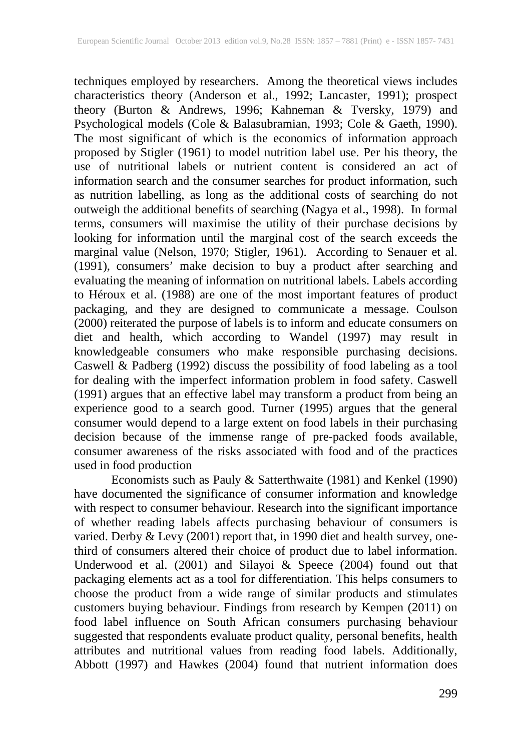techniques employed by researchers. Among the theoretical views includes characteristics theory (Anderson et al., 1992; Lancaster, 1991); prospect theory (Burton & Andrews, 1996; Kahneman & Tversky, 1979) and Psychological models (Cole & Balasubramian, 1993; Cole & Gaeth, 1990). The most significant of which is the economics of information approach proposed by Stigler (1961) to model nutrition label use. Per his theory, the use of nutritional labels or nutrient content is considered an act of information search and the consumer searches for product information, such as nutrition labelling, as long as the additional costs of searching do not outweigh the additional benefits of searching (Nagya et al., 1998). In formal terms, consumers will maximise the utility of their purchase decisions by looking for information until the marginal cost of the search exceeds the marginal value (Nelson, 1970; Stigler, 1961). According to Senauer et al. (1991), consumers' make decision to buy a product after searching and evaluating the meaning of information on nutritional labels. Labels according to Héroux et al. (1988) are one of the most important features of product packaging, and they are designed to communicate a message. Coulson (2000) reiterated the purpose of labels is to inform and educate consumers on diet and health, which according to Wandel (1997) may result in knowledgeable consumers who make responsible purchasing decisions. Caswell & Padberg (1992) discuss the possibility of food labeling as a tool for dealing with the imperfect information problem in food safety. Caswell (1991) argues that an effective label may transform a product from being an experience good to a search good. Turner (1995) argues that the general consumer would depend to a large extent on food labels in their purchasing decision because of the immense range of pre-packed foods available, consumer awareness of the risks associated with food and of the practices used in food production

Economists such as Pauly & Satterthwaite (1981) and Kenkel (1990) have documented the significance of consumer information and knowledge with respect to consumer behaviour. Research into the significant importance of whether reading labels affects purchasing behaviour of consumers is varied. Derby & Levy (2001) report that, in 1990 diet and health survey, one-third of consumers altered their choice of product due to label information. Underwood et al. (2001) and Silayoi & Speece (2004) found out that packaging elements act as a tool for differentiation. This helps consumers to choose the product from a wide range of similar products and stimulates customers buying behaviour. Findings from research by Kempen (2011) on food label influence on South African consumers purchasing behaviour suggested that respondents evaluate product quality, personal benefits, health attributes and nutritional values from reading food labels. Additionally, Abbott (1997) and Hawkes (2004) found that nutrient information does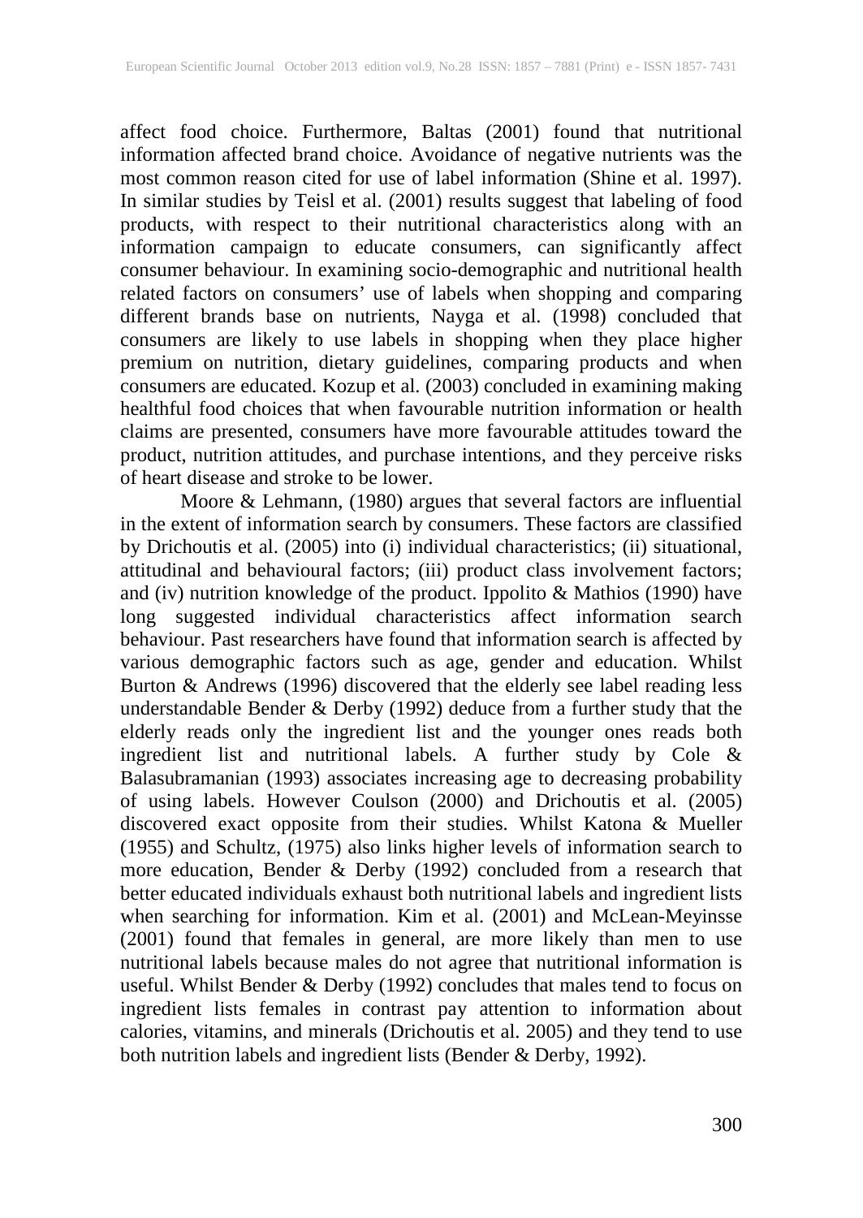affect food choice. Furthermore, Baltas (2001) found that nutritional information affected brand choice. Avoidance of negative nutrients was the most common reason cited for use of label information (Shine et al. 1997). In similar studies by Teisl et al. (2001) results suggest that labeling of food products, with respect to their nutritional characteristics along with an information campaign to educate consumers, can significantly affect consumer behaviour. In examining socio-demographic and nutritional health related factors on consumers' use of labels when shopping and comparing different brands base on nutrients, Nayga et al. (1998) concluded that consumers are likely to use labels in shopping when they place higher premium on nutrition, dietary guidelines, comparing products and when consumers are educated. Kozup et al. (2003) concluded in examining making healthful food choices that when favourable nutrition information or health claims are presented, consumers have more favourable attitudes toward the product, nutrition attitudes, and purchase intentions, and they perceive risks of heart disease and stroke to be lower.

Moore & Lehmann, (1980) argues that several factors are influential in the extent of information search by consumers. These factors are classified by Drichoutis et al. (2005) into (i) individual characteristics; (ii) situational, attitudinal and behavioural factors; (iii) product class involvement factors; and (iv) nutrition knowledge of the product. Ippolito & Mathios (1990) have long suggested individual characteristics affect information search behaviour. Past researchers have found that information search is affected by various demographic factors such as age, gender and education. Whilst Burton & Andrews (1996) discovered that the elderly see label reading less understandable Bender & Derby (1992) deduce from a further study that the elderly reads only the ingredient list and the younger ones reads both ingredient list and nutritional labels. A further study by Cole & Balasubramanian (1993) associates increasing age to decreasing probability of using labels. However Coulson (2000) and Drichoutis et al. (2005) discovered exact opposite from their studies. Whilst Katona & Mueller (1955) and Schultz, (1975) also links higher levels of information search to more education, Bender & Derby (1992) concluded from a research that better educated individuals exhaust both nutritional labels and ingredient lists when searching for information. Kim et al. (2001) and McLean-Meyinsse (2001) found that females in general, are more likely than men to use nutritional labels because males do not agree that nutritional information is useful. Whilst Bender & Derby (1992) concludes that males tend to focus on ingredient lists females in contrast pay attention to information about calories, vitamins, and minerals (Drichoutis et al. 2005) and they tend to use both nutrition labels and ingredient lists (Bender & Derby, 1992).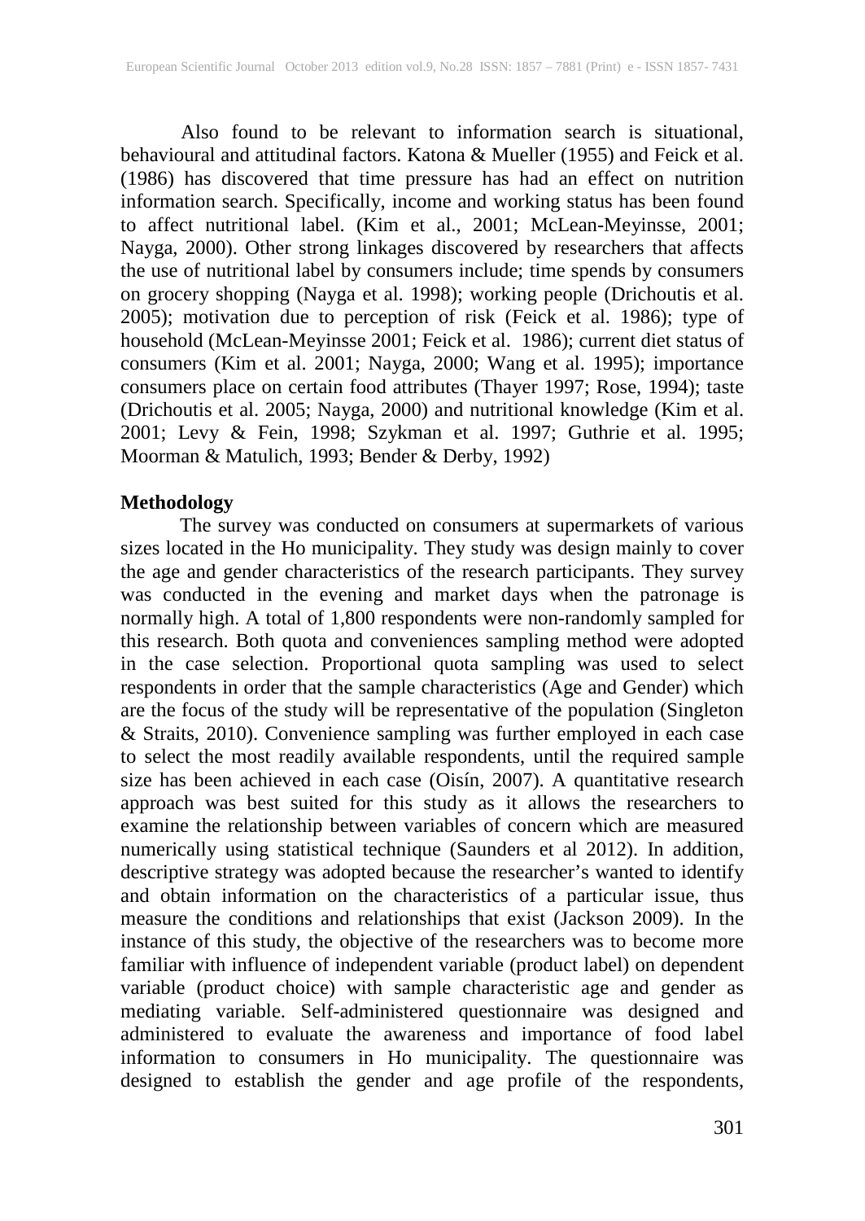Also found to be relevant to information search is situational, behavioural and attitudinal factors. Katona & Mueller (1955) and Feick et al. (1986) has discovered that time pressure has had an effect on nutrition information search. Specifically, income and working status has been found to affect nutritional label. (Kim et al., 2001; McLean-Meyinsse, 2001; Nayga, 2000). Other strong linkages discovered by researchers that affects the use of nutritional label by consumers include; time spends by consumers on grocery shopping (Nayga et al. 1998); working people (Drichoutis et al. 2005); motivation due to perception of risk (Feick et al. 1986); type of household (McLean-Meyinsse 2001; Feick et al. 1986); current diet status of consumers (Kim et al. 2001; Nayga, 2000; Wang et al. 1995); importance consumers place on certain food attributes (Thayer 1997; Rose, 1994); taste (Drichoutis et al. 2005; Nayga, 2000) and nutritional knowledge (Kim et al. 2001; Levy & Fein, 1998; Szykman et al. 1997; Guthrie et al. 1995; Moorman & Matulich, 1993; Bender & Derby, 1992)

**Methodology**

The survey was conducted on consumers at supermarkets of various sizes located in the Ho municipality. They study was design mainly to cover the age and gender characteristics of the research participants. They survey was conducted in the evening and market days when the patronage is normally high. A total of 1,800 respondents were non-randomly sampled for this research. Both quota and conveniences sampling method were adopted in the case selection. Proportional quota sampling was used to select respondents in order that the sample characteristics (Age and Gender) which are the focus of the study will be representative of the population (Singleton & Straits, 2010). Convenience sampling was further employed in each case to select the most readily available respondents, until the required sample size has been achieved in each case (Oisín, 2007). A quantitative research approach was best suited for this study as it allows the researchers to examine the relationship between variables of concern which are measured numerically using statistical technique (Saunders et al 2012). In addition, descriptive strategy was adopted because the researcher's wanted to identify and obtain information on the characteristics of a particular issue, thus measure the conditions and relationships that exist (Jackson 2009). In the instance of this study, the objective of the researchers was to become more familiar with influence of independent variable (product label) on dependent variable (product choice) with sample characteristic age and gender as mediating variable. Self-administered questionnaire was designed and administered to evaluate the awareness and importance of food label information to consumers in Ho municipality. The questionnaire was designed to establish the gender and age profile of the respondents,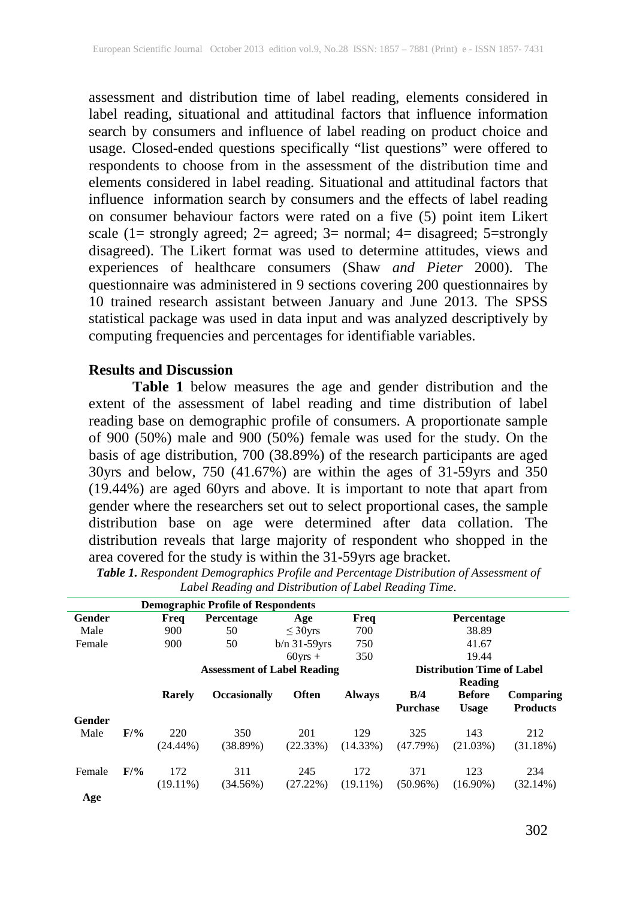assessment and distribution time of label reading, elements considered in label reading, situational and attitudinal factors that influence information search by consumers and influence of label reading on product choice and usage. Closed-ended questions specifically "list questions" were offered to respondents to choose from in the assessment of the distribution time and elements considered in label reading. Situational and attitudinal factors that influence information search by consumers and the effects of label reading on consumer behaviour factors were rated on a five (5) point item Likert scale (1= strongly agreed; 2= agreed; 3= normal; 4= disagreed; 5=strongly disagreed). The Likert format was used to determine attitudes, views and experiences of healthcare consumers (Shaw *and Pieter* 2000). The questionnaire was administered in 9 sections covering 200 questionnaires by 10 trained research assistant between January and June 2013. The SPSS statistical package was used in data input and was analyzed descriptively by computing frequencies and percentages for identifiable variables.

## Results and Discussion

**Table 1** below measures the age and gender distribution and the extent of the assessment of label reading and time distribution of label reading base on demographic profile of consumers. A proportionate sample of 900 (50%) male and 900 (50%) female was used for the study. On the basis of age distribution, 700 (38.89%) of the research participants are aged 30yrs and below, 750 (41.67%) are within the ages of 31-59yrs and 350 (19.44%) are aged 60yrs and above. It is important to note that apart from gender where the researchers set out to select proportional cases, the sample distribution base on age were determined after data collation. The distribution reveals that large majority of respondent who shopped in the area covered for the study is within the 31-59yrs age bracket.

***Table 1.*** *Respondent Demographics Profile and Percentage Distribution of Assessment of Label Reading and Distribution of Label Reading Time*.

| | | **Demographic Profile of Respondents** | | | | | | |
|---|---|---|---|---|---|---|---|---|
| **Gender** | | **Freq** | **Percentage** | **Age** | **Freq** | | **Percentage** | |
| Male | | 900 | 50 | ≤ 30yrs | 700 | | 38.89 | |
| Female | | 900 | 50 | b/n 31-59yrs | 750 | | 41.67 | |
| | | | | 60yrs + | 350 | | 19.44 | |
| | | **Assessment of Label Reading** | | | | **Distribution Time of Label Reading** | | |
| | | **Rarely** | **Occasionally** | **Often** | **Always** | **B/4 Purchase** | **Before Usage** | **Comparing Products** |
| **Gender** | | | | | | | | |
| Male | **F/%** | 220 (24.44%) | 350 (38.89%) | 201 (22.33%) | 129 (14.33%) | 325 (47.79%) | 143 (21.03%) | 212 (31.18%) |
| Female | **F/%** | 172 (19.11%) | 311 (34.56%) | 245 (27.22%) | 172 (19.11%) | 371 (50.96%) | 123 (16.90%) | 234 (32.14%) |
| **Age** | | | | | | | | |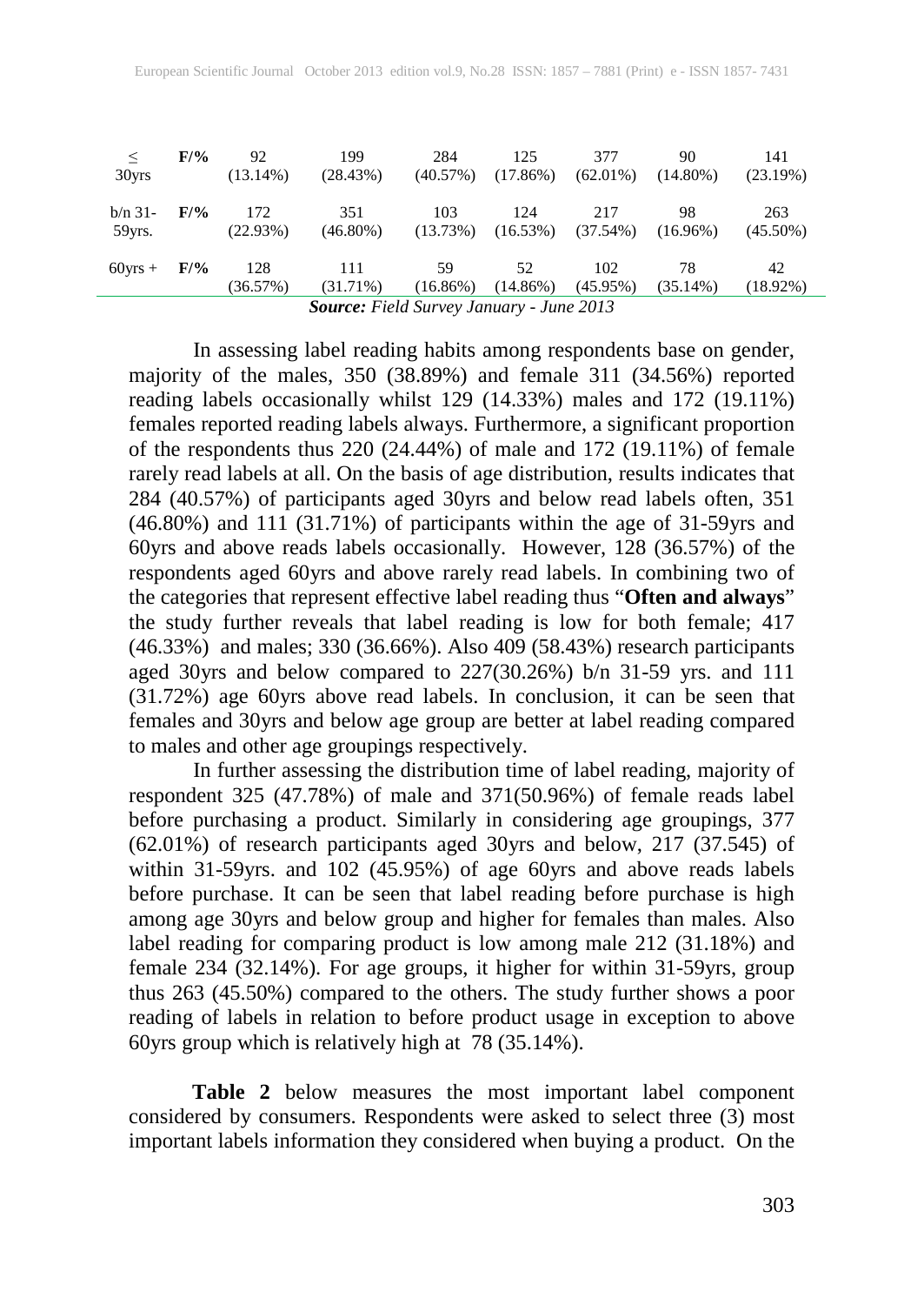| ≤ 30yrs | F/% | 92 (13.14%) | 199 (28.43%) | 284 (40.57%) | 125 (17.86%) | 377 (62.01%) | 90 (14.80%) | 141 (23.19%) |
|---|---|---|---|---|---|---|---|---|
| b/n 31-59yrs. | F/% | 172 (22.93%) | 351 (46.80%) | 103 (13.73%) | 124 (16.53%) | 217 (37.54%) | 98 (16.96%) | 263 (45.50%) |
| 60yrs + | F/% | 128 (36.57%) | 111 (31.71%) | 59 (16.86%) | 52 (14.86%) | 102 (45.95%) | 78 (35.14%) | 42 (18.92%) |

***Source:** Field Survey January - June 2013*

In assessing label reading habits among respondents base on gender, majority of the males, 350 (38.89%) and female 311 (34.56%) reported reading labels occasionally whilst 129 (14.33%) males and 172 (19.11%) females reported reading labels always. Furthermore, a significant proportion of the respondents thus 220 (24.44%) of male and 172 (19.11%) of female rarely read labels at all. On the basis of age distribution, results indicates that 284 (40.57%) of participants aged 30yrs and below read labels often, 351 (46.80%) and 111 (31.71%) of participants within the age of 31-59yrs and 60yrs and above reads labels occasionally. However, 128 (36.57%) of the respondents aged 60yrs and above rarely read labels. In combining two of the categories that represent effective label reading thus "**Often and always**" the study further reveals that label reading is low for both female; 417 (46.33%) and males; 330 (36.66%). Also 409 (58.43%) research participants aged 30yrs and below compared to 227(30.26%) b/n 31-59 yrs. and 111 (31.72%) age 60yrs above read labels. In conclusion, it can be seen that females and 30yrs and below age group are better at label reading compared to males and other age groupings respectively.

In further assessing the distribution time of label reading, majority of respondent 325 (47.78%) of male and 371(50.96%) of female reads label before purchasing a product. Similarly in considering age groupings, 377 (62.01%) of research participants aged 30yrs and below, 217 (37.545) of within 31-59yrs. and 102 (45.95%) of age 60yrs and above reads labels before purchase. It can be seen that label reading before purchase is high among age 30yrs and below group and higher for females than males. Also label reading for comparing product is low among male 212 (31.18%) and female 234 (32.14%). For age groups, it higher for within 31-59yrs, group thus 263 (45.50%) compared to the others. The study further shows a poor reading of labels in relation to before product usage in exception to above 60yrs group which is relatively high at 78 (35.14%).

**Table 2** below measures the most important label component considered by consumers. Respondents were asked to select three (3) most important labels information they considered when buying a product. On the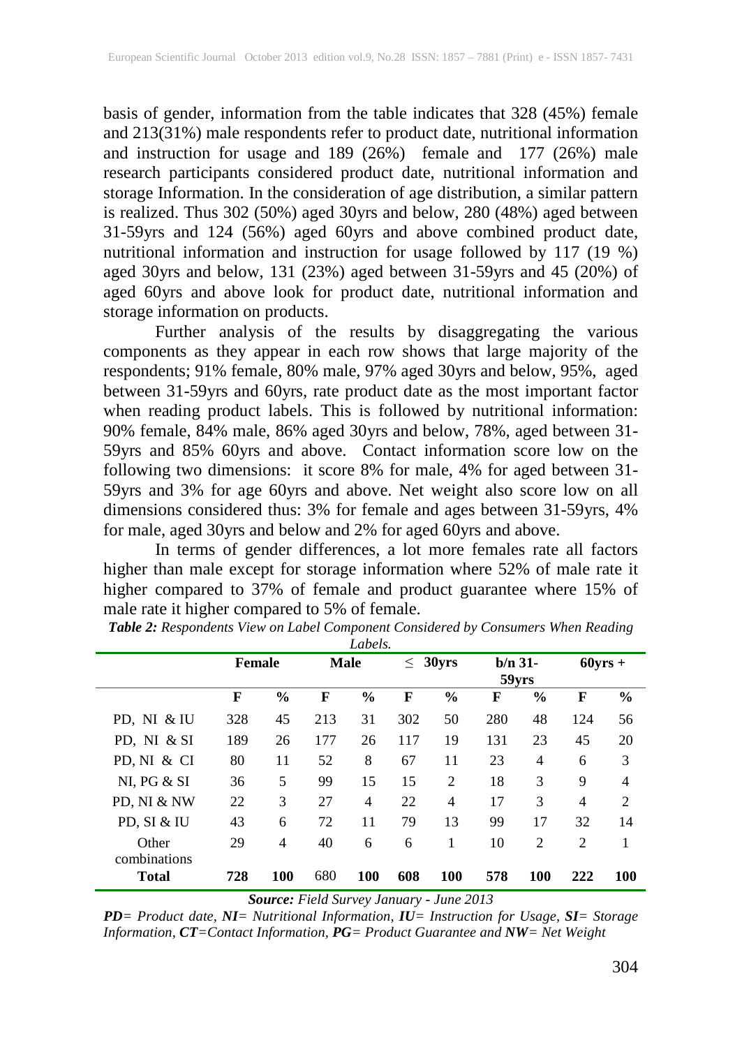basis of gender, information from the table indicates that 328 (45%) female and 213(31%) male respondents refer to product date, nutritional information and instruction for usage and 189 (26%) female and 177 (26%) male research participants considered product date, nutritional information and storage Information. In the consideration of age distribution, a similar pattern is realized. Thus 302 (50%) aged 30yrs and below, 280 (48%) aged between 31-59yrs and 124 (56%) aged 60yrs and above combined product date, nutritional information and instruction for usage followed by 117 (19 %) aged 30yrs and below, 131 (23%) aged between 31-59yrs and 45 (20%) of aged 60yrs and above look for product date, nutritional information and storage information on products.

Further analysis of the results by disaggregating the various components as they appear in each row shows that large majority of the respondents; 91% female, 80% male, 97% aged 30yrs and below, 95%, aged between 31-59yrs and 60yrs, rate product date as the most important factor when reading product labels. This is followed by nutritional information: 90% female, 84% male, 86% aged 30yrs and below, 78%, aged between 31-59yrs and 85% 60yrs and above. Contact information score low on the following two dimensions: it score 8% for male, 4% for aged between 31-59yrs and 3% for age 60yrs and above. Net weight also score low on all dimensions considered thus: 3% for female and ages between 31-59yrs, 4% for male, aged 30yrs and below and 2% for aged 60yrs and above.

In terms of gender differences, a lot more females rate all factors higher than male except for storage information where 52% of male rate it higher compared to 37% of female and product guarantee where 15% of male rate it higher compared to 5% of female.

***Table 2:*** *Respondents View on Label Component Considered by Consumers When Reading Labels.*

| | Female | | Male | | ≤ 30yrs | | b/n 31-59yrs | | 60yrs + | |
|---|---|---|---|---|---|---|---|---|---|---|
| | **F** | **%** | **F** | **%** | **F** | **%** | **F** | **%** | **F** | **%** |
| PD, NI & IU | 328 | 45 | 213 | 31 | 302 | 50 | 280 | 48 | 124 | 56 |
| PD, NI & SI | 189 | 26 | 177 | 26 | 117 | 19 | 131 | 23 | 45 | 20 |
| PD, NI & CI | 80 | 11 | 52 | 8 | 67 | 11 | 23 | 4 | 6 | 3 |
| NI, PG & SI | 36 | 5 | 99 | 15 | 15 | 2 | 18 | 3 | 9 | 4 |
| PD, NI & NW | 22 | 3 | 27 | 4 | 22 | 4 | 17 | 3 | 4 | 2 |
| PD, SI & IU | 43 | 6 | 72 | 11 | 79 | 13 | 99 | 17 | 32 | 14 |
| Other combinations | 29 | 4 | 40 | 6 | 6 | 1 | 10 | 2 | 2 | 1 |
| **Total** | **728** | **100** | 680 | **100** | **608** | **100** | **578** | **100** | **222** | **100** |

***Source:*** *Field Survey January - June 2013*

***PD****= Product date,* ***NI****= Nutritional Information,* ***IU****= Instruction for Usage,* ***SI****= Storage Information,* ***CT****=Contact Information,* ***PG****= Product Guarantee and* ***NW****= Net Weight*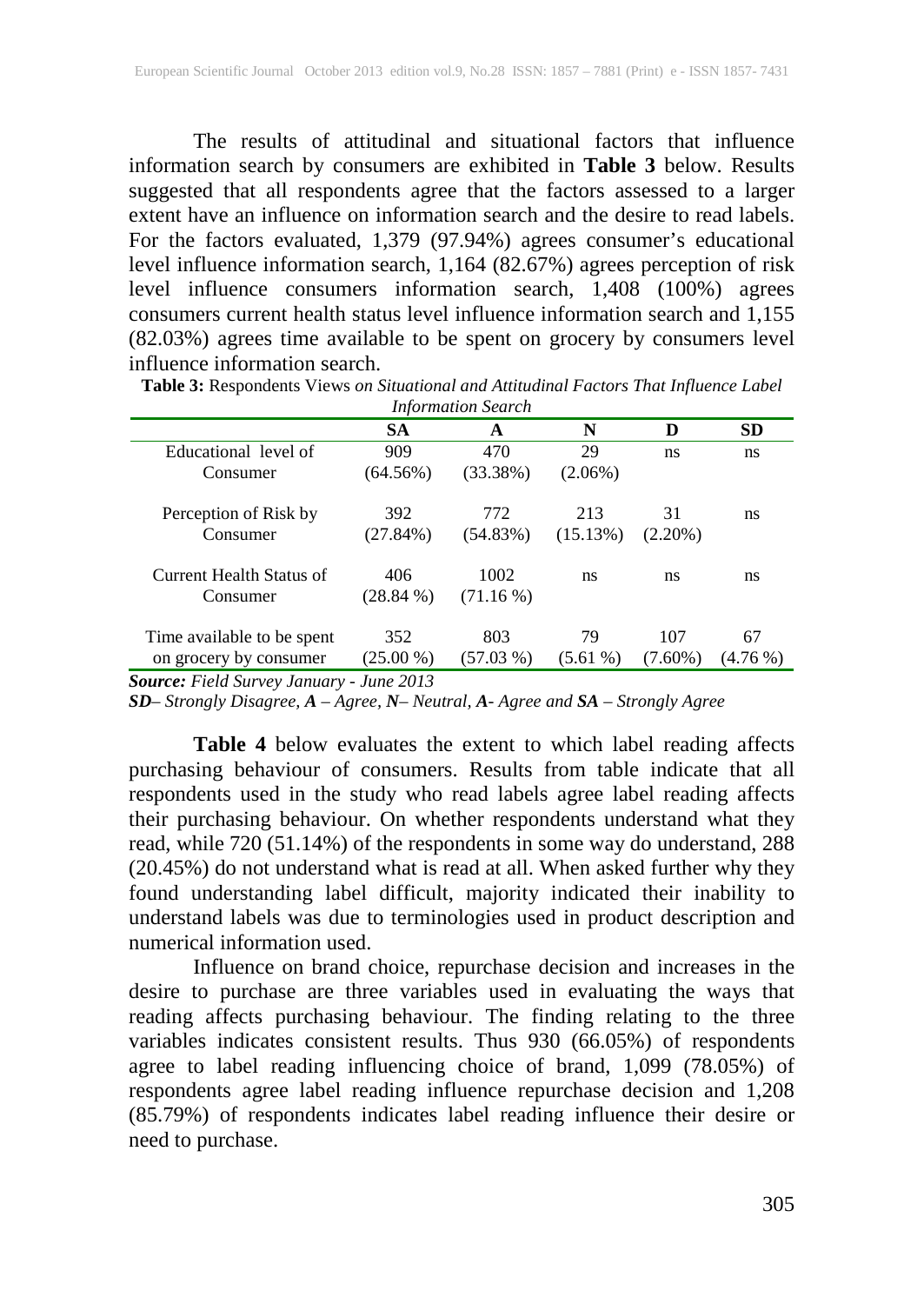The results of attitudinal and situational factors that influence information search by consumers are exhibited in **Table 3** below. Results suggested that all respondents agree that the factors assessed to a larger extent have an influence on information search and the desire to read labels. For the factors evaluated, 1,379 (97.94%) agrees consumer's educational level influence information search, 1,164 (82.67%) agrees perception of risk level influence consumers information search, 1,408 (100%) agrees consumers current health status level influence information search and 1,155 (82.03%) agrees time available to be spent on grocery by consumers level influence information search.

**Table 3:** Respondents Views *on Situational and Attitudinal Factors That Influence Label Information Search*

| | SA | A | N | D | SD |
|---|---|---|---|---|---|
| Educational level of Consumer | 909 (64.56%) | 470 (33.38%) | 29 (2.06%) | ns | ns |
| Perception of Risk by Consumer | 392 (27.84%) | 772 (54.83%) | 213 (15.13%) | 31 (2.20%) | ns |
| Current Health Status of Consumer | 406 (28.84 %) | 1002 (71.16 %) | ns | ns | ns |
| Time available to be spent on grocery by consumer | 352 (25.00 %) | 803 (57.03 %) | 79 (5.61 %) | 107 (7.60%) | 67 (4.76 %) |

***Source:*** *Field Survey January - June 2013*

***SD****– Strongly Disagree,* ***A*** *– Agree,* ***N****– Neutral,* ***A****- Agree and* ***SA*** *– Strongly Agree*

**Table 4** below evaluates the extent to which label reading affects purchasing behaviour of consumers. Results from table indicate that all respondents used in the study who read labels agree label reading affects their purchasing behaviour. On whether respondents understand what they read, while 720 (51.14%) of the respondents in some way do understand, 288 (20.45%) do not understand what is read at all. When asked further why they found understanding label difficult, majority indicated their inability to understand labels was due to terminologies used in product description and numerical information used.

Influence on brand choice, repurchase decision and increases in the desire to purchase are three variables used in evaluating the ways that reading affects purchasing behaviour. The finding relating to the three variables indicates consistent results. Thus 930 (66.05%) of respondents agree to label reading influencing choice of brand, 1,099 (78.05%) of respondents agree label reading influence repurchase decision and 1,208 (85.79%) of respondents indicates label reading influence their desire or need to purchase.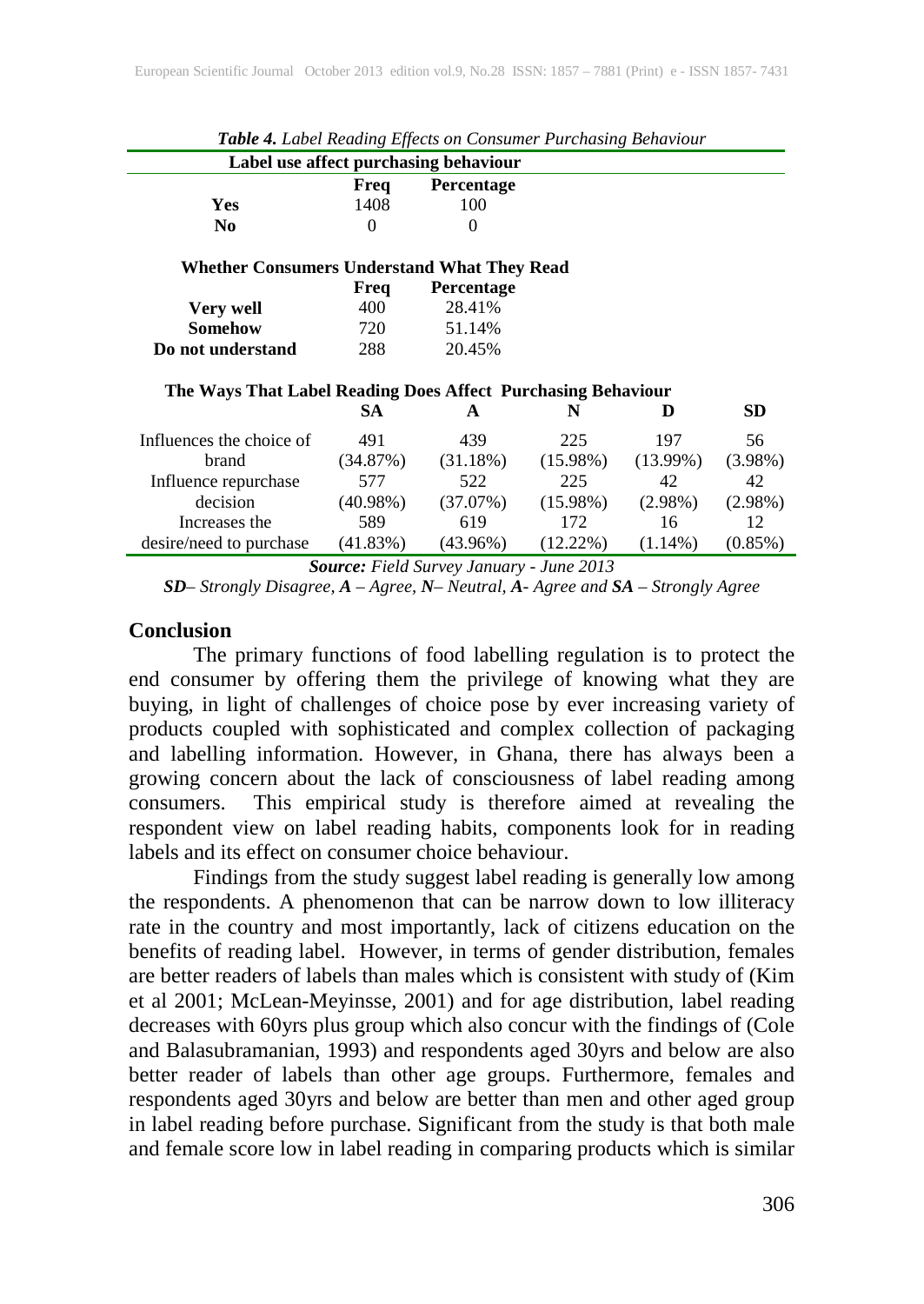*Table 4. Label Reading Effects on Consumer Purchasing Behaviour*

| Label use affect purchasing behaviour | | | | | |
|---|---|---|---|---|---|
| | Freq | Percentage | | | |
| Yes | 1408 | 100 | | | |
| No | 0 | 0 | | | |
| **Whether Consumers Understand What They Read** | | | | | |
| | Freq | Percentage | | | |
| Very well | 400 | 28.41% | | | |
| Somehow | 720 | 51.14% | | | |
| Do not understand | 288 | 20.45% | | | |
| **The Ways That Label Reading Does Affect Purchasing Behaviour** | | | | | |
| | SA | A | N | D | SD |
| Influences the choice of brand | 491 (34.87%) | 439 (31.18%) | 225 (15.98%) | 197 (13.99%) | 56 (3.98%) |
| Influence repurchase decision | 577 (40.98%) | 522 (37.07%) | 225 (15.98%) | 42 (2.98%) | 42 (2.98%) |
| Increases the desire/need to purchase | 589 (41.83%) | 619 (43.96%) | 172 (12.22%) | 16 (1.14%) | 12 (0.85%) |

***Source:** Field Survey January - June 2013*

***SD**– Strongly Disagree, **A** – Agree, **N**– Neutral, **A**- Agree and **SA** – Strongly Agree*

## Conclusion

The primary functions of food labelling regulation is to protect the end consumer by offering them the privilege of knowing what they are buying, in light of challenges of choice pose by ever increasing variety of products coupled with sophisticated and complex collection of packaging and labelling information. However, in Ghana, there has always been a growing concern about the lack of consciousness of label reading among consumers. This empirical study is therefore aimed at revealing the respondent view on label reading habits, components look for in reading labels and its effect on consumer choice behaviour.

Findings from the study suggest label reading is generally low among the respondents. A phenomenon that can be narrow down to low illiteracy rate in the country and most importantly, lack of citizens education on the benefits of reading label. However, in terms of gender distribution, females are better readers of labels than males which is consistent with study of (Kim et al 2001; McLean-Meyinsse, 2001) and for age distribution, label reading decreases with 60yrs plus group which also concur with the findings of (Cole and Balasubramanian, 1993) and respondents aged 30yrs and below are also better reader of labels than other age groups. Furthermore, females and respondents aged 30yrs and below are better than men and other aged group in label reading before purchase. Significant from the study is that both male and female score low in label reading in comparing products which is similar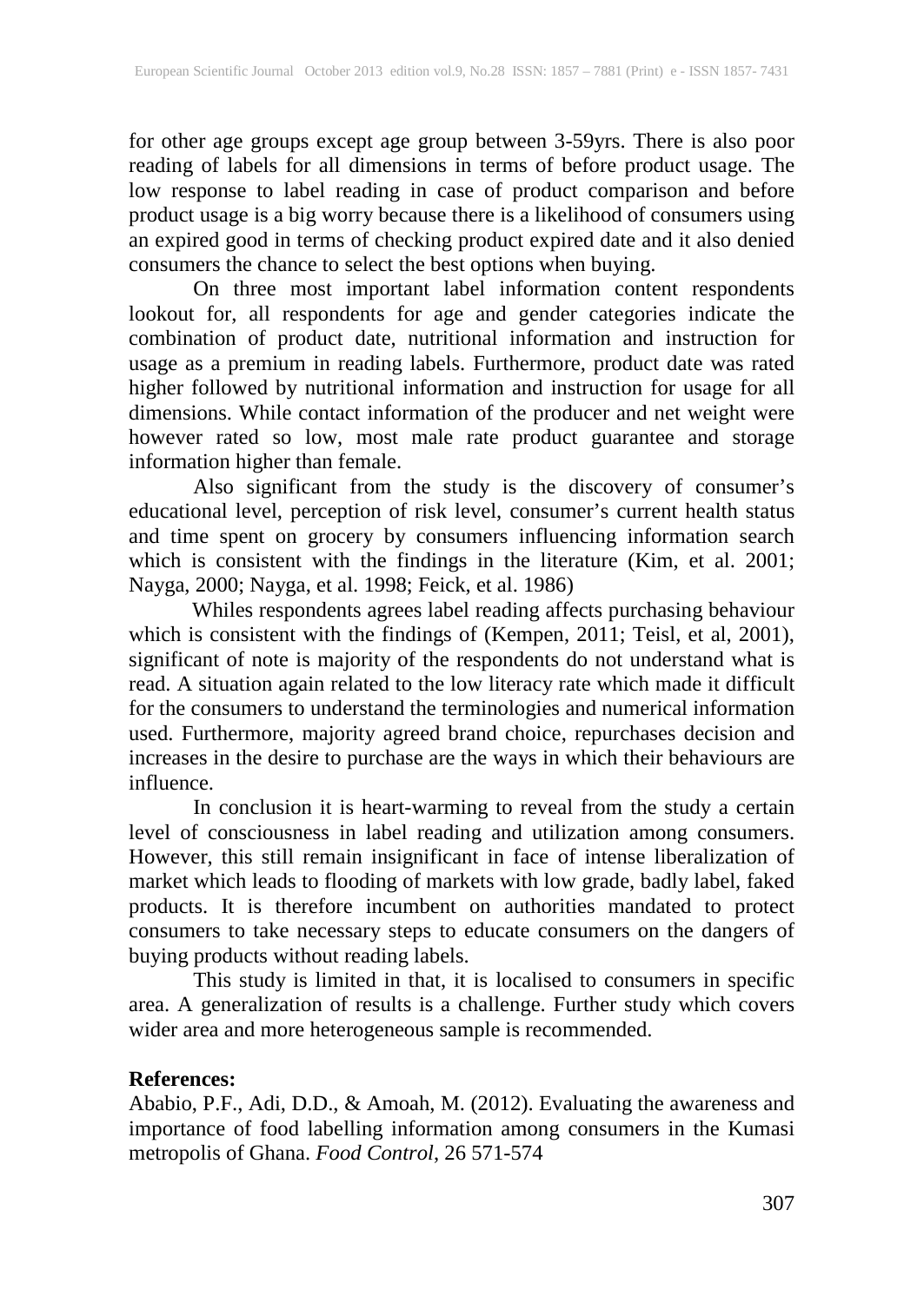for other age groups except age group between 3-59yrs. There is also poor reading of labels for all dimensions in terms of before product usage. The low response to label reading in case of product comparison and before product usage is a big worry because there is a likelihood of consumers using an expired good in terms of checking product expired date and it also denied consumers the chance to select the best options when buying.

On three most important label information content respondents lookout for, all respondents for age and gender categories indicate the combination of product date, nutritional information and instruction for usage as a premium in reading labels. Furthermore, product date was rated higher followed by nutritional information and instruction for usage for all dimensions. While contact information of the producer and net weight were however rated so low, most male rate product guarantee and storage information higher than female.

Also significant from the study is the discovery of consumer's educational level, perception of risk level, consumer's current health status and time spent on grocery by consumers influencing information search which is consistent with the findings in the literature (Kim, et al. 2001; Nayga, 2000; Nayga, et al. 1998; Feick, et al. 1986)

Whiles respondents agrees label reading affects purchasing behaviour which is consistent with the findings of (Kempen, 2011; Teisl, et al, 2001), significant of note is majority of the respondents do not understand what is read. A situation again related to the low literacy rate which made it difficult for the consumers to understand the terminologies and numerical information used. Furthermore, majority agreed brand choice, repurchases decision and increases in the desire to purchase are the ways in which their behaviours are influence.

In conclusion it is heart-warming to reveal from the study a certain level of consciousness in label reading and utilization among consumers. However, this still remain insignificant in face of intense liberalization of market which leads to flooding of markets with low grade, badly label, faked products. It is therefore incumbent on authorities mandated to protect consumers to take necessary steps to educate consumers on the dangers of buying products without reading labels.

This study is limited in that, it is localised to consumers in specific area. A generalization of results is a challenge. Further study which covers wider area and more heterogeneous sample is recommended.

**References:**

Ababio, P.F., Adi, D.D., & Amoah, M. (2012). Evaluating the awareness and importance of food labelling information among consumers in the Kumasi metropolis of Ghana. *Food Control*, 26 571-574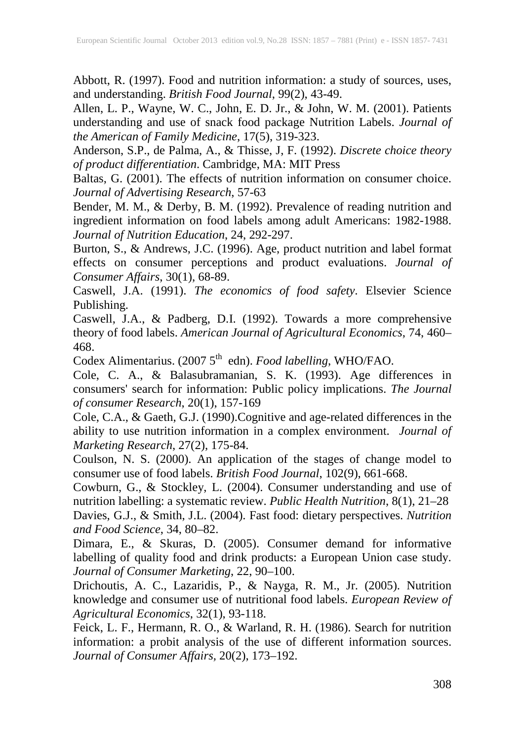Abbott, R. (1997). Food and nutrition information: a study of sources, uses, and understanding. *British Food Journal*, 99(2), 43-49.

Allen, L. P., Wayne, W. C., John, E. D. Jr., & John, W. M. (2001). Patients understanding and use of snack food package Nutrition Labels. *Journal of the American of Family Medicine*, 17(5), 319-323.

Anderson, S.P., de Palma, A., & Thisse, J, F. (1992). *Discrete choice theory of product differentiation*. Cambridge, MA: MIT Press

Baltas, G. (2001). The effects of nutrition information on consumer choice. *Journal of Advertising Research*, 57-63

Bender, M. M., & Derby, B. M. (1992). Prevalence of reading nutrition and ingredient information on food labels among adult Americans: 1982-1988. *Journal of Nutrition Education*, 24, 292-297.

Burton, S., & Andrews, J.C. (1996). Age, product nutrition and label format effects on consumer perceptions and product evaluations. *Journal of Consumer Affairs*, 30(1), 68-89.

Caswell, J.A. (1991). *The economics of food safety*. Elsevier Science Publishing.

Caswell, J.A., & Padberg, D.I. (1992). Towards a more comprehensive theory of food labels. *American Journal of Agricultural Economics*, 74, 460–468.

Codex Alimentarius. (2007 5th edn). *Food labelling*, WHO/FAO.

Cole, C. A., & Balasubramanian, S. K. (1993). Age differences in consumers' search for information: Public policy implications. *The Journal of consumer Research*, 20(1), 157-169

Cole, C.A., & Gaeth, G.J. (1990).Cognitive and age-related differences in the ability to use nutrition information in a complex environment. *Journal of Marketing Research*, 27(2), 175-84.

Coulson, N. S. (2000). An application of the stages of change model to consumer use of food labels. *British Food Journal*, 102(9), 661-668.

Cowburn, G., & Stockley, L. (2004). Consumer understanding and use of nutrition labelling: a systematic review. *Public Health Nutrition*, 8(1), 21–28

Davies, G.J., & Smith, J.L. (2004). Fast food: dietary perspectives. *Nutrition and Food Science*, 34, 80–82.

Dimara, E., & Skuras, D. (2005). Consumer demand for informative labelling of quality food and drink products: a European Union case study. *Journal of Consumer Marketing*, 22, 90–100.

Drichoutis, A. C., Lazaridis, P., & Nayga, R. M., Jr. (2005). Nutrition knowledge and consumer use of nutritional food labels. *European Review of Agricultural Economics*, 32(1), 93-118.

Feick, L. F., Hermann, R. O., & Warland, R. H. (1986). Search for nutrition information: a probit analysis of the use of different information sources. *Journal of Consumer Affairs*, 20(2), 173–192.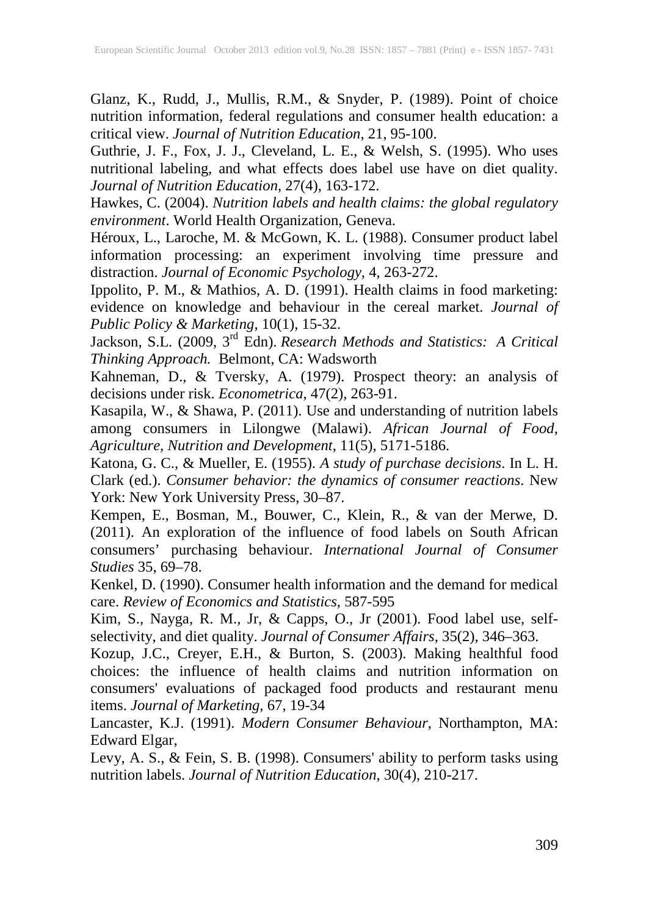Glanz, K., Rudd, J., Mullis, R.M., & Snyder, P. (1989). Point of choice nutrition information, federal regulations and consumer health education: a critical view. *Journal of Nutrition Education*, 21, 95-100.

Guthrie, J. F., Fox, J. J., Cleveland, L. E., & Welsh, S. (1995). Who uses nutritional labeling, and what effects does label use have on diet quality. *Journal of Nutrition Education*, 27(4), 163-172.

Hawkes, C. (2004). *Nutrition labels and health claims: the global regulatory environment*. World Health Organization, Geneva.

Héroux, L., Laroche, M. & McGown, K. L. (1988). Consumer product label information processing: an experiment involving time pressure and distraction. *Journal of Economic Psychology*, 4, 263-272.

Ippolito, P. M., & Mathios, A. D. (1991). Health claims in food marketing: evidence on knowledge and behaviour in the cereal market. *Journal of Public Policy & Marketing*, 10(1), 15-32.

Jackson, S.L. (2009, 3rd Edn). *Research Methods and Statistics: A Critical Thinking Approach.* Belmont, CA: Wadsworth

Kahneman, D., & Tversky, A. (1979). Prospect theory: an analysis of decisions under risk. *Econometrica*, 47(2), 263-91.

Kasapila, W., & Shawa, P. (2011). Use and understanding of nutrition labels among consumers in Lilongwe (Malawi). *African Journal of Food, Agriculture, Nutrition and Development*, 11(5), 5171-5186.

Katona, G. C., & Mueller, E. (1955). *A study of purchase decisions*. In L. H. Clark (ed.). *Consumer behavior: the dynamics of consumer reactions*. New York: New York University Press, 30–87.

Kempen, E., Bosman, M., Bouwer, C., Klein, R., & van der Merwe, D. (2011). An exploration of the influence of food labels on South African consumers' purchasing behaviour. *International Journal of Consumer Studies* 35, 69–78.

Kenkel, D. (1990). Consumer health information and the demand for medical care. *Review of Economics and Statistics*, 587-595

Kim, S., Nayga, R. M., Jr, & Capps, O., Jr (2001). Food label use, self-selectivity, and diet quality. *Journal of Consumer Affairs*, 35(2), 346–363.

Kozup, J.C., Creyer, E.H., & Burton, S. (2003). Making healthful food choices: the influence of health claims and nutrition information on consumers' evaluations of packaged food products and restaurant menu items. *Journal of Marketing*, 67, 19-34

Lancaster, K.J. (1991). *Modern Consumer Behaviour*, Northampton, MA: Edward Elgar,

Levy, A. S., & Fein, S. B. (1998). Consumers' ability to perform tasks using nutrition labels. *Journal of Nutrition Education*, 30(4), 210-217.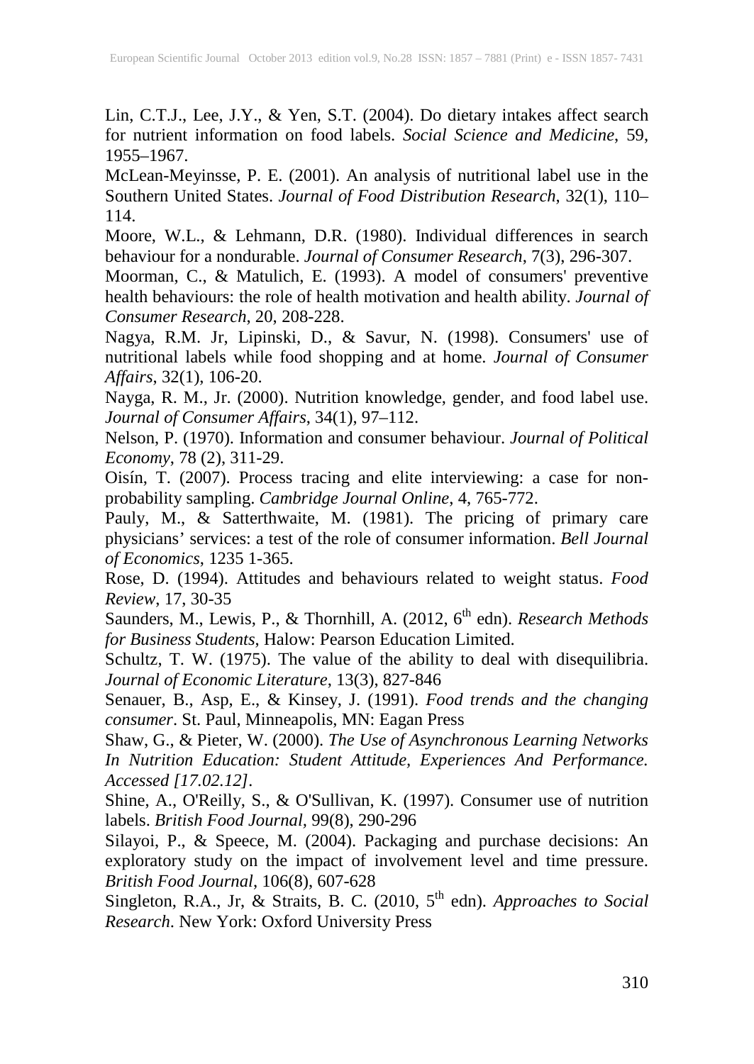Lin, C.T.J., Lee, J.Y., & Yen, S.T. (2004). Do dietary intakes affect search for nutrient information on food labels. *Social Science and Medicine*, 59, 1955–1967.

McLean-Meyinsse, P. E. (2001). An analysis of nutritional label use in the Southern United States. *Journal of Food Distribution Research*, 32(1), 110–114.

Moore, W.L., & Lehmann, D.R. (1980). Individual differences in search behaviour for a nondurable. *Journal of Consumer Research*, 7(3), 296-307.

Moorman, C., & Matulich, E. (1993). A model of consumers' preventive health behaviours: the role of health motivation and health ability. *Journal of Consumer Research*, 20, 208-228.

Nagya, R.M. Jr, Lipinski, D., & Savur, N. (1998). Consumers' use of nutritional labels while food shopping and at home. *Journal of Consumer Affairs*, 32(1), 106-20.

Nayga, R. M., Jr. (2000). Nutrition knowledge, gender, and food label use. *Journal of Consumer Affairs*, 34(1), 97–112.

Nelson, P. (1970). Information and consumer behaviour. *Journal of Political Economy*, 78 (2), 311-29.

Oisín, T. (2007). Process tracing and elite interviewing: a case for non-probability sampling. *Cambridge Journal Online*, 4, 765-772.

Pauly, M., & Satterthwaite, M. (1981). The pricing of primary care physicians' services: a test of the role of consumer information. *Bell Journal of Economics*, 1235 1-365.

Rose, D. (1994). Attitudes and behaviours related to weight status. *Food Review*, 17, 30-35

Saunders, M., Lewis, P., & Thornhill, A. (2012, 6th edn). *Research Methods for Business Students*, Halow: Pearson Education Limited.

Schultz, T. W. (1975). The value of the ability to deal with disequilibria. *Journal of Economic Literature*, 13(3), 827-846

Senauer, B., Asp, E., & Kinsey, J. (1991). *Food trends and the changing consumer*. St. Paul, Minneapolis, MN: Eagan Press

Shaw, G., & Pieter, W. (2000). *The Use of Asynchronous Learning Networks In Nutrition Education: Student Attitude, Experiences And Performance. Accessed [17.02.12]*.

Shine, A., O'Reilly, S., & O'Sullivan, K. (1997). Consumer use of nutrition labels. *British Food Journal*, 99(8), 290-296

Silayoi, P., & Speece, M. (2004). Packaging and purchase decisions: An exploratory study on the impact of involvement level and time pressure. *British Food Journal*, 106(8), 607-628

Singleton, R.A., Jr, & Straits, B. C. (2010, 5th edn). *Approaches to Social Research*. New York: Oxford University Press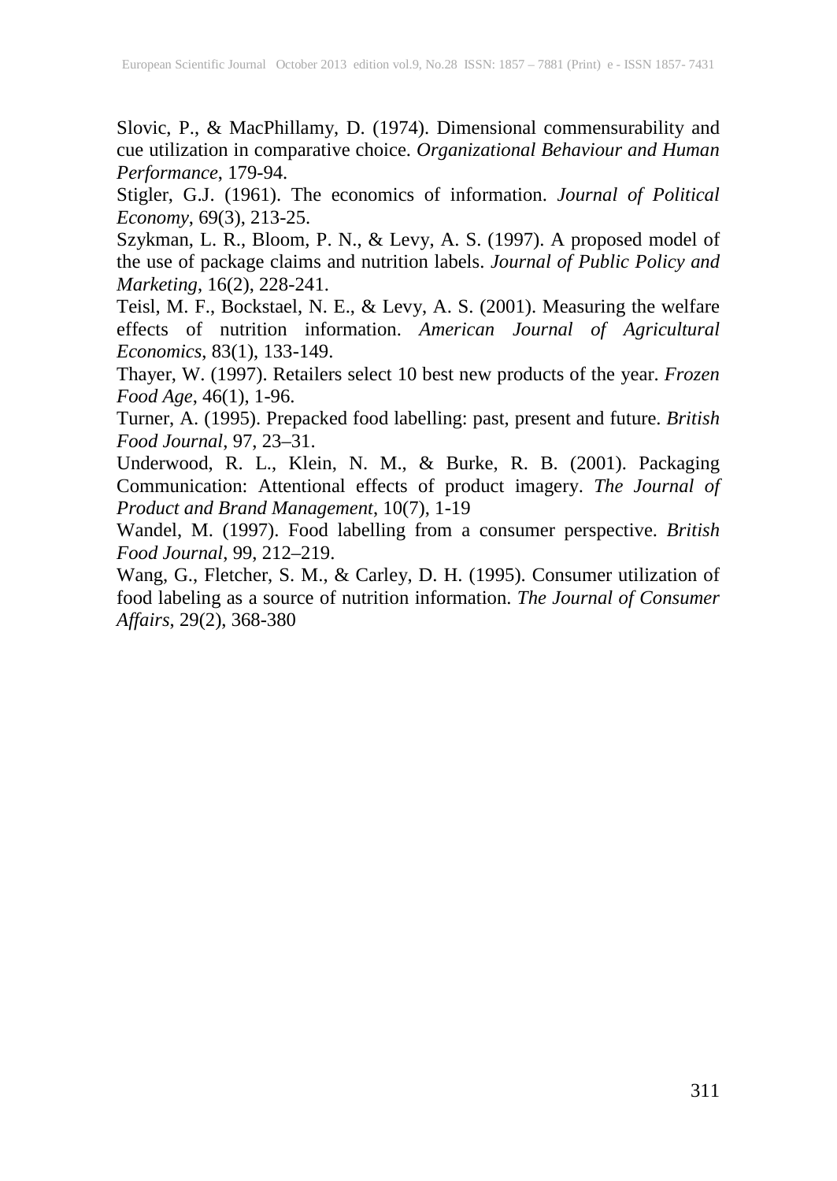Slovic, P., & MacPhillamy, D. (1974). Dimensional commensurability and cue utilization in comparative choice. *Organizational Behaviour and Human Performance*, 179-94.

Stigler, G.J. (1961). The economics of information. *Journal of Political Economy*, 69(3), 213-25.

Szykman, L. R., Bloom, P. N., & Levy, A. S. (1997). A proposed model of the use of package claims and nutrition labels. *Journal of Public Policy and Marketing*, 16(2), 228-241.

Teisl, M. F., Bockstael, N. E., & Levy, A. S. (2001). Measuring the welfare effects of nutrition information. *American Journal of Agricultural Economics*, 83(1), 133-149.

Thayer, W. (1997). Retailers select 10 best new products of the year. *Frozen Food Age*, 46(1), 1-96.

Turner, A. (1995). Prepacked food labelling: past, present and future. *British Food Journal*, 97, 23–31.

Underwood, R. L., Klein, N. M., & Burke, R. B. (2001). Packaging Communication: Attentional effects of product imagery. *The Journal of Product and Brand Management*, 10(7), 1-19

Wandel, M. (1997). Food labelling from a consumer perspective. *British Food Journal*, 99, 212–219.

Wang, G., Fletcher, S. M., & Carley, D. H. (1995). Consumer utilization of food labeling as a source of nutrition information. *The Journal of Consumer Affairs*, 29(2), 368-380